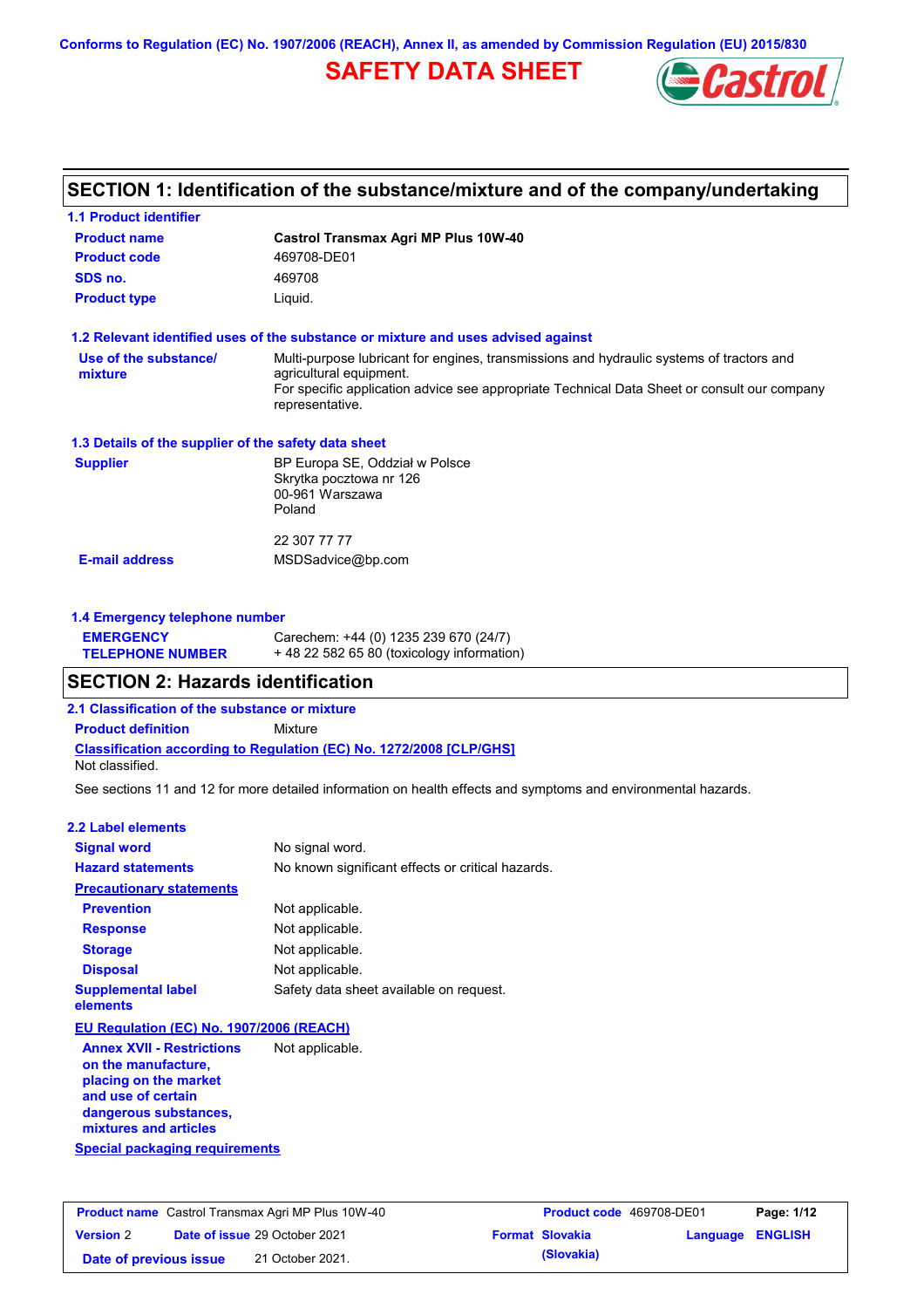Conforms to Regulation (EC) No. 1907/2006 (REACH), Annex II, as amended by Commission Regulation (EU) 2015/830

# SAFETY DATA SHEET

## SECTION 1: Identification of the substance/mixture and of the company/undertaking

### 1.1 Product identifier

| | |
|---|---|
| **Product name** | **Castrol Transmax Agri MP Plus 10W-40** |
| **Product code** | 469708-DE01 |
| **SDS no.** | 469708 |
| **Product type** | Liquid. |

### 1.2 Relevant identified uses of the substance or mixture and uses advised against

**Use of the substance/ mixture**: Multi-purpose lubricant for engines, transmissions and hydraulic systems of tractors and agricultural equipment.
For specific application advice see appropriate Technical Data Sheet or consult our company representative.

### 1.3 Details of the supplier of the safety data sheet

**Supplier**: BP Europa SE, Oddział w Polsce
Skrytka pocztowa nr 126
00-961 Warszawa
Poland

22 307 77 77

**E-mail address**: MSDSadvice@bp.com

### 1.4 Emergency telephone number

**EMERGENCY TELEPHONE NUMBER**: Carechem: +44 (0) 1235 239 670 (24/7)
+ 48 22 582 65 80 (toxicology information)

## SECTION 2: Hazards identification

### 2.1 Classification of the substance or mixture

**Product definition**: Mixture

**Classification according to Regulation (EC) No. 1272/2008 [CLP/GHS]**
Not classified.

See sections 11 and 12 for more detailed information on health effects and symptoms and environmental hazards.

### 2.2 Label elements

| | |
|---|---|
| **Signal word** | No signal word. |
| **Hazard statements** | No known significant effects or critical hazards. |
| **Precautionary statements** | |
| **Prevention** | Not applicable. |
| **Response** | Not applicable. |
| **Storage** | Not applicable. |
| **Disposal** | Not applicable. |
| **Supplemental label elements** | Safety data sheet available on request. |

**EU Regulation (EC) No. 1907/2006 (REACH)**

**Annex XVII - Restrictions on the manufacture, placing on the market and use of certain dangerous substances, mixtures and articles**: Not applicable.

**Special packaging requirements**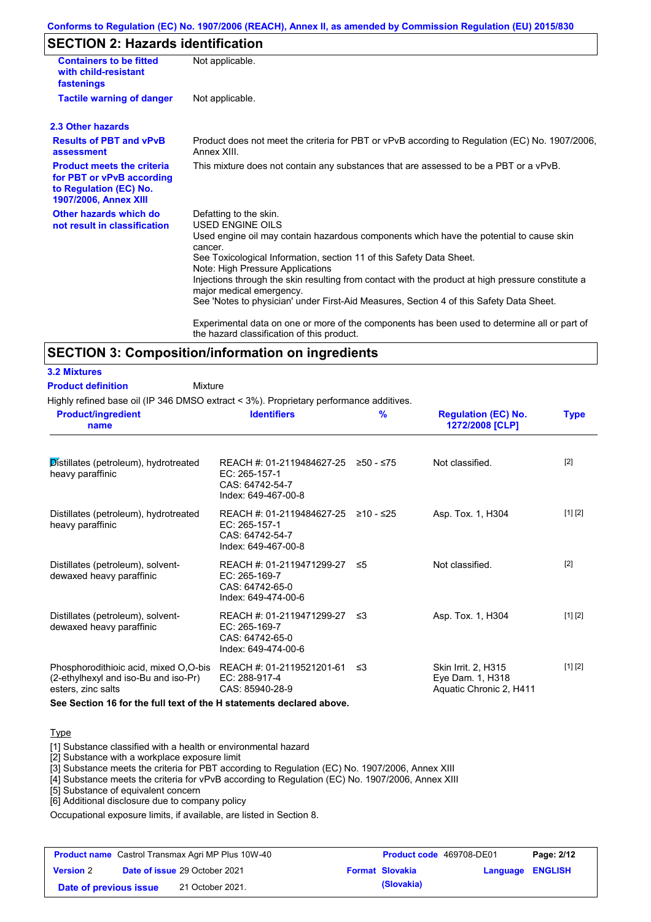## SECTION 2: Hazards identification

| | |
|---|---|
| **Containers to be fitted with child-resistant fastenings** | Not applicable. |
| **Tactile warning of danger** | Not applicable. |

### 2.3 Other hazards

| | |
|---|---|
| **Results of PBT and vPvB assessment** | Product does not meet the criteria for PBT or vPvB according to Regulation (EC) No. 1907/2006, Annex XIII. |
| **Product meets the criteria for PBT or vPvB according to Regulation (EC) No. 1907/2006, Annex XIII** | This mixture does not contain any substances that are assessed to be a PBT or a vPvB. |
| **Other hazards which do not result in classification** | Defatting to the skin.<br>USED ENGINE OILS<br>Used engine oil may contain hazardous components which have the potential to cause skin cancer.<br>See Toxicological Information, section 11 of this Safety Data Sheet.<br>Note: High Pressure Applications<br>Injections through the skin resulting from contact with the product at high pressure constitute a major medical emergency.<br>See 'Notes to physician' under First-Aid Measures, Section 4 of this Safety Data Sheet.<br><br>Experimental data on one or more of the components has been used to determine all or part of the hazard classification of this product. |

## SECTION 3: Composition/information on ingredients

### 3.2 Mixtures

**Product definition** Mixture

Highly refined base oil (IP 346 DMSO extract < 3%). Proprietary performance additives.

| Product/ingredient name | Identifiers | % | Regulation (EC) No. 1272/2008 [CLP] | Type |
|---|---|---|---|---|
| Distillates (petroleum), hydrotreated heavy paraffinic | REACH #: 01-2119484627-25<br>EC: 265-157-1<br>CAS: 64742-54-7<br>Index: 649-467-00-8 | ≥50 - ≤75 | Not classified. | [2] |
| Distillates (petroleum), hydrotreated heavy paraffinic | REACH #: 01-2119484627-25<br>EC: 265-157-1<br>CAS: 64742-54-7<br>Index: 649-467-00-8 | ≥10 - ≤25 | Asp. Tox. 1, H304 | [1] [2] |
| Distillates (petroleum), solvent-dewaxed heavy paraffinic | REACH #: 01-2119471299-27<br>EC: 265-169-7<br>CAS: 64742-65-0<br>Index: 649-474-00-6 | ≤5 | Not classified. | [2] |
| Distillates (petroleum), solvent-dewaxed heavy paraffinic | REACH #: 01-2119471299-27<br>EC: 265-169-7<br>CAS: 64742-65-0<br>Index: 649-474-00-6 | ≤3 | Asp. Tox. 1, H304 | [1] [2] |
| Phosphorodithioic acid, mixed O,O-bis (2-ethylhexyl and iso-Bu and iso-Pr) esters, zinc salts | REACH #: 01-2119521201-61<br>EC: 288-917-4<br>CAS: 85940-28-9 | ≤3 | Skin Irrit. 2, H315<br>Eye Dam. 1, H318<br>Aquatic Chronic 2, H411 | [1] [2] |

**See Section 16 for the full text of the H statements declared above.**

Type

[1] Substance classified with a health or environmental hazard
[2] Substance with a workplace exposure limit
[3] Substance meets the criteria for PBT according to Regulation (EC) No. 1907/2006, Annex XIII
[4] Substance meets the criteria for vPvB according to Regulation (EC) No. 1907/2006, Annex XIII
[5] Substance of equivalent concern
[6] Additional disclosure due to company policy

Occupational exposure limits, if available, are listed in Section 8.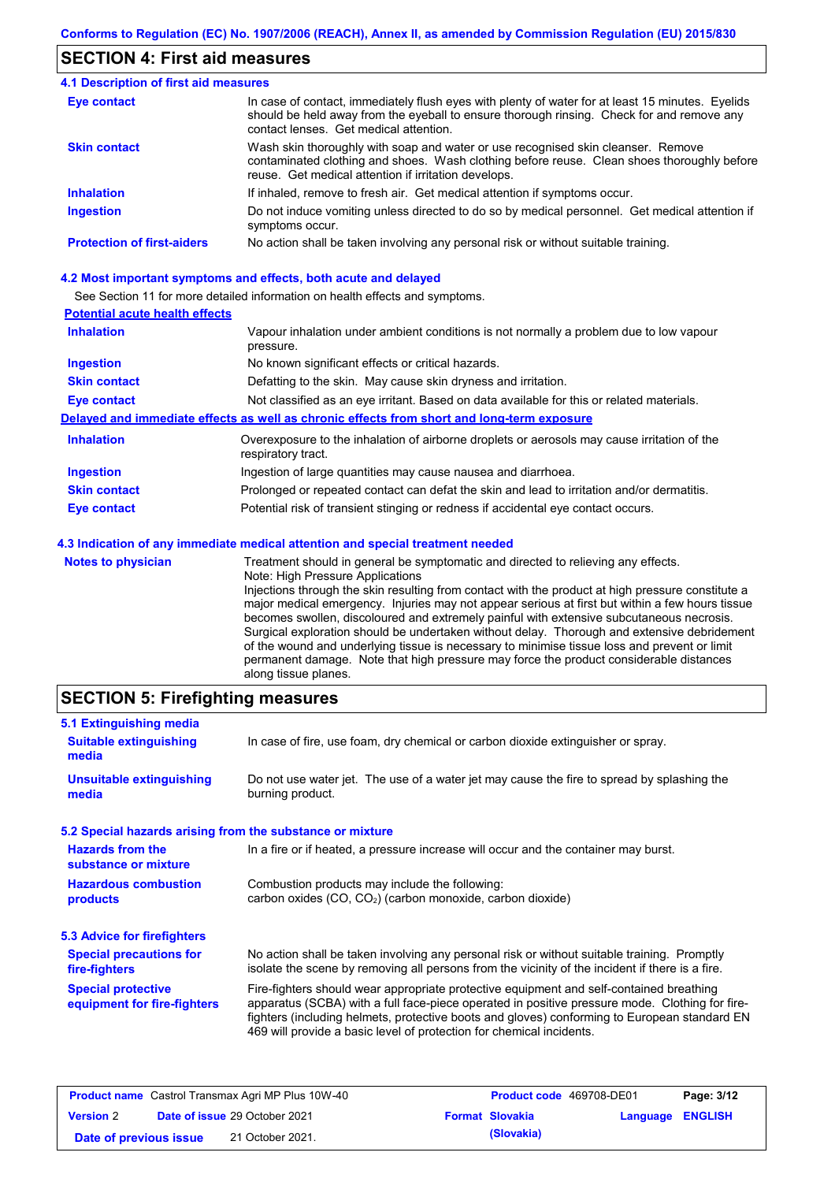## SECTION 4: First aid measures

### 4.1 Description of first aid measures

**Eye contact**
In case of contact, immediately flush eyes with plenty of water for at least 15 minutes. Eyelids should be held away from the eyeball to ensure thorough rinsing. Check for and remove any contact lenses. Get medical attention.

**Skin contact**
Wash skin thoroughly with soap and water or use recognised skin cleanser. Remove contaminated clothing and shoes. Wash clothing before reuse. Clean shoes thoroughly before reuse. Get medical attention if irritation develops.

**Inhalation**
If inhaled, remove to fresh air. Get medical attention if symptoms occur.

**Ingestion**
Do not induce vomiting unless directed to do so by medical personnel. Get medical attention if symptoms occur.

**Protection of first-aiders**
No action shall be taken involving any personal risk or without suitable training.

### 4.2 Most important symptoms and effects, both acute and delayed

See Section 11 for more detailed information on health effects and symptoms.

**Potential acute health effects**

**Inhalation**
Vapour inhalation under ambient conditions is not normally a problem due to low vapour pressure.

**Ingestion**
No known significant effects or critical hazards.

**Skin contact**
Defatting to the skin. May cause skin dryness and irritation.

**Eye contact**
Not classified as an eye irritant. Based on data available for this or related materials.

**Delayed and immediate effects as well as chronic effects from short and long-term exposure**

**Inhalation**
Overexposure to the inhalation of airborne droplets or aerosols may cause irritation of the respiratory tract.

**Ingestion**
Ingestion of large quantities may cause nausea and diarrhoea.

**Skin contact**
Prolonged or repeated contact can defat the skin and lead to irritation and/or dermatitis.

**Eye contact**
Potential risk of transient stinging or redness if accidental eye contact occurs.

### 4.3 Indication of any immediate medical attention and special treatment needed

**Notes to physician**
Treatment should in general be symptomatic and directed to relieving any effects.
Note: High Pressure Applications
Injections through the skin resulting from contact with the product at high pressure constitute a major medical emergency. Injuries may not appear serious at first but within a few hours tissue becomes swollen, discoloured and extremely painful with extensive subcutaneous necrosis. Surgical exploration should be undertaken without delay. Thorough and extensive debridement of the wound and underlying tissue is necessary to minimise tissue loss and prevent or limit permanent damage. Note that high pressure may force the product considerable distances along tissue planes.

## SECTION 5: Firefighting measures

### 5.1 Extinguishing media

**Suitable extinguishing media**
In case of fire, use foam, dry chemical or carbon dioxide extinguisher or spray.

**Unsuitable extinguishing media**
Do not use water jet. The use of a water jet may cause the fire to spread by splashing the burning product.

### 5.2 Special hazards arising from the substance or mixture

**Hazards from the substance or mixture**
In a fire or if heated, a pressure increase will occur and the container may burst.

**Hazardous combustion products**
Combustion products may include the following:
carbon oxides (CO, $CO_2$) (carbon monoxide, carbon dioxide)

### 5.3 Advice for firefighters

**Special precautions for fire-fighters**
No action shall be taken involving any personal risk or without suitable training. Promptly isolate the scene by removing all persons from the vicinity of the incident if there is a fire.

**Special protective equipment for fire-fighters**
Fire-fighters should wear appropriate protective equipment and self-contained breathing apparatus (SCBA) with a full face-piece operated in positive pressure mode. Clothing for fire-fighters (including helmets, protective boots and gloves) conforming to European standard EN 469 will provide a basic level of protection for chemical incidents.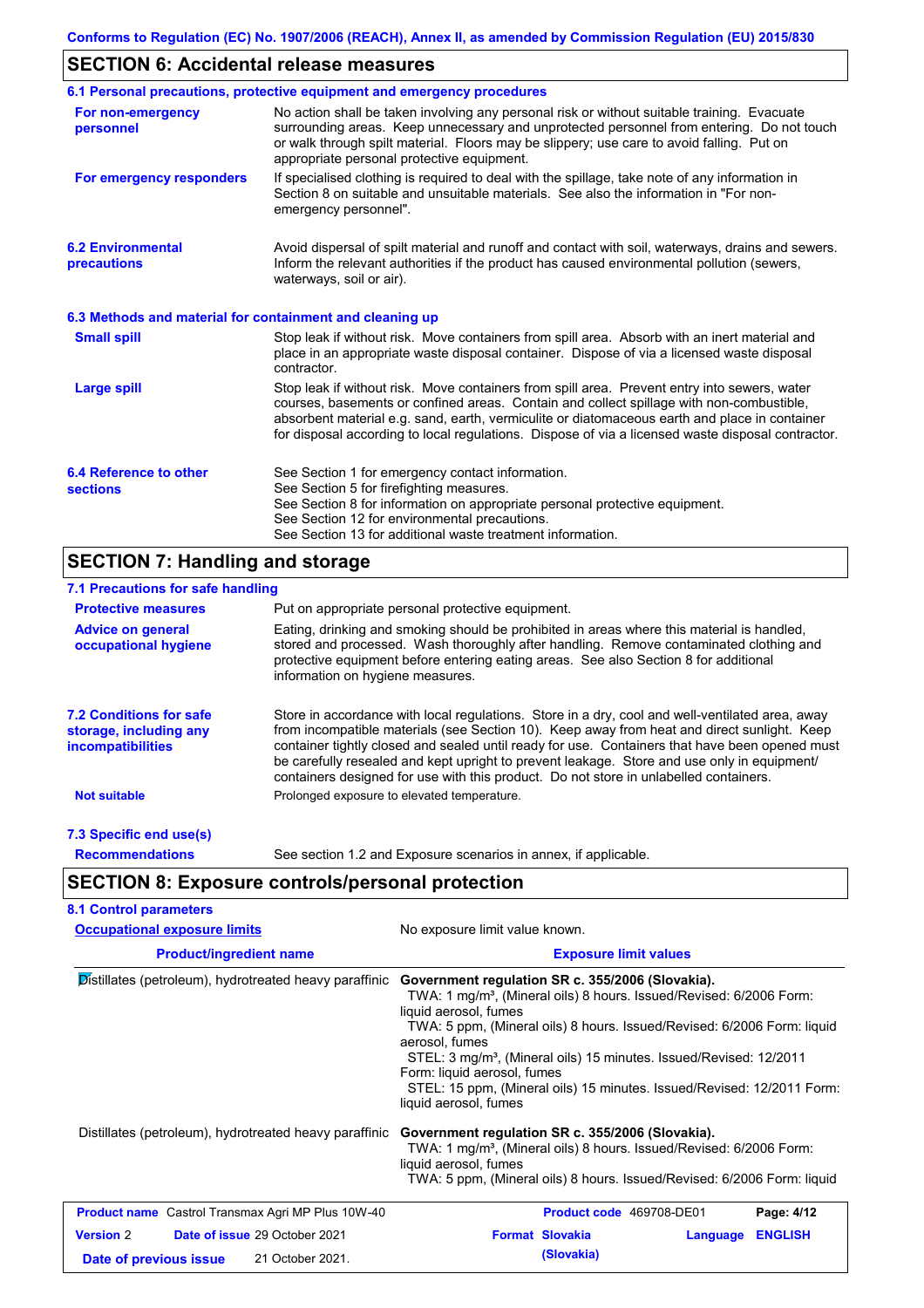## SECTION 6: Accidental release measures

### 6.1 Personal precautions, protective equipment and emergency procedures

**For non-emergency personnel**

No action shall be taken involving any personal risk or without suitable training. Evacuate surrounding areas. Keep unnecessary and unprotected personnel from entering. Do not touch or walk through spilt material. Floors may be slippery; use care to avoid falling. Put on appropriate personal protective equipment.

**For emergency responders**

If specialised clothing is required to deal with the spillage, take note of any information in Section 8 on suitable and unsuitable materials. See also the information in "For non-emergency personnel".

### 6.2 Environmental precautions

Avoid dispersal of spilt material and runoff and contact with soil, waterways, drains and sewers. Inform the relevant authorities if the product has caused environmental pollution (sewers, waterways, soil or air).

### 6.3 Methods and material for containment and cleaning up

**Small spill**

Stop leak if without risk. Move containers from spill area. Absorb with an inert material and place in an appropriate waste disposal container. Dispose of via a licensed waste disposal contractor.

**Large spill**

Stop leak if without risk. Move containers from spill area. Prevent entry into sewers, water courses, basements or confined areas. Contain and collect spillage with non-combustible, absorbent material e.g. sand, earth, vermiculite or diatomaceous earth and place in container for disposal according to local regulations. Dispose of via a licensed waste disposal contractor.

### 6.4 Reference to other sections

See Section 1 for emergency contact information.
See Section 5 for firefighting measures.
See Section 8 for information on appropriate personal protective equipment.
See Section 12 for environmental precautions.
See Section 13 for additional waste treatment information.

## SECTION 7: Handling and storage

### 7.1 Precautions for safe handling

**Protective measures**

Put on appropriate personal protective equipment.

**Advice on general occupational hygiene**

Eating, drinking and smoking should be prohibited in areas where this material is handled, stored and processed. Wash thoroughly after handling. Remove contaminated clothing and protective equipment before entering eating areas. See also Section 8 for additional information on hygiene measures.

### 7.2 Conditions for safe storage, including any incompatibilities

Store in accordance with local regulations. Store in a dry, cool and well-ventilated area, away from incompatible materials (see Section 10). Keep away from heat and direct sunlight. Keep container tightly closed and sealed until ready for use. Containers that have been opened must be carefully resealed and kept upright to prevent leakage. Store and use only in equipment/containers designed for use with this product. Do not store in unlabelled containers.

**Not suitable**

Prolonged exposure to elevated temperature.

### 7.3 Specific end use(s)

**Recommendations**

See section 1.2 and Exposure scenarios in annex, if applicable.

## SECTION 8: Exposure controls/personal protection

### 8.1 Control parameters

**Occupational exposure limits**

No exposure limit value known.

| Product/ingredient name | Exposure limit values |
|---|---|
| Distillates (petroleum), hydrotreated heavy paraffinic | **Government regulation SR c. 355/2006 (Slovakia).**<br>TWA: 1 mg/m³, (Mineral oils) 8 hours. Issued/Revised: 6/2006 Form: liquid aerosol, fumes<br>TWA: 5 ppm, (Mineral oils) 8 hours. Issued/Revised: 6/2006 Form: liquid aerosol, fumes<br>STEL: 3 mg/m³, (Mineral oils) 15 minutes. Issued/Revised: 12/2011 Form: liquid aerosol, fumes<br>STEL: 15 ppm, (Mineral oils) 15 minutes. Issued/Revised: 12/2011 Form: liquid aerosol, fumes |
| Distillates (petroleum), hydrotreated heavy paraffinic | **Government regulation SR c. 355/2006 (Slovakia).**<br>TWA: 1 mg/m³, (Mineral oils) 8 hours. Issued/Revised: 6/2006 Form: liquid aerosol, fumes<br>TWA: 5 ppm, (Mineral oils) 8 hours. Issued/Revised: 6/2006 Form: liquid |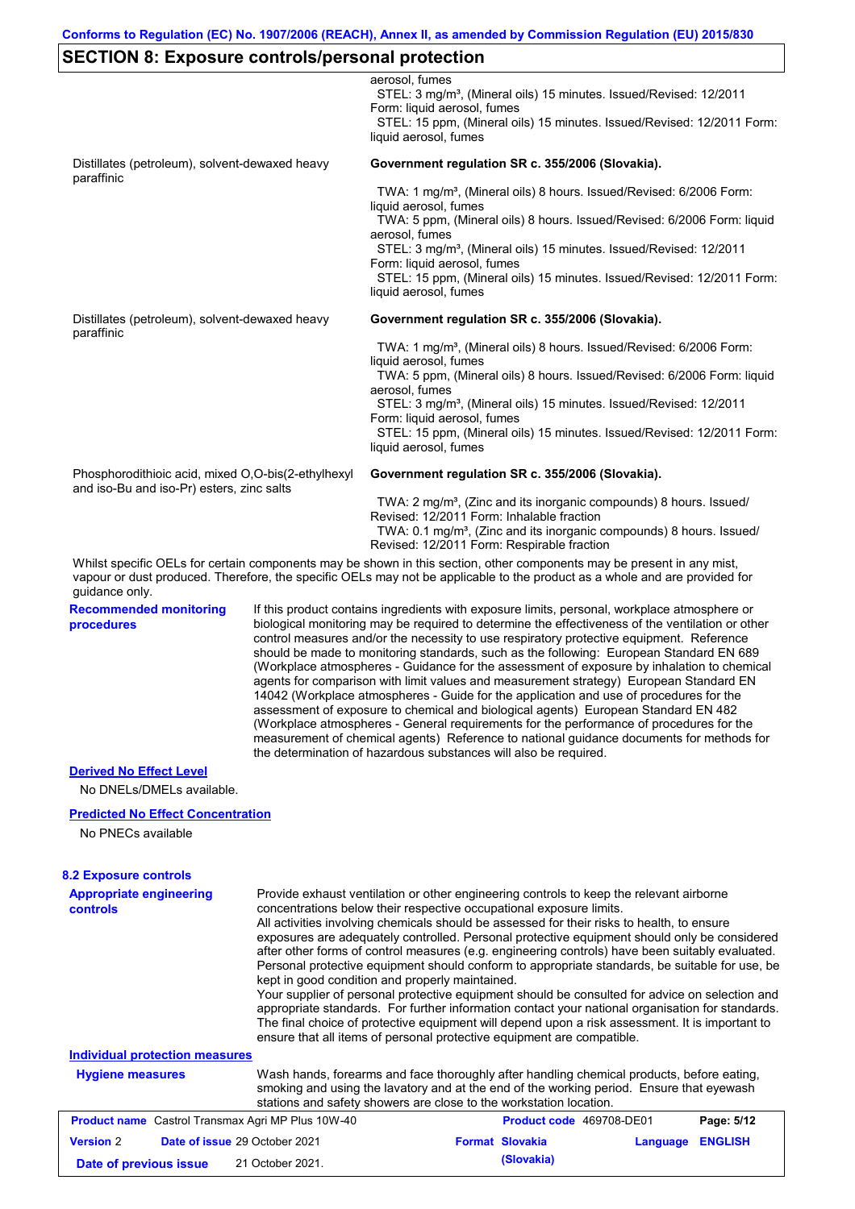## SECTION 8: Exposure controls/personal protection

| | |
|---|---|
| | aerosol, fumes<br>STEL: 3 mg/m³, (Mineral oils) 15 minutes. Issued/Revised: 12/2011 Form: liquid aerosol, fumes<br>STEL: 15 ppm, (Mineral oils) 15 minutes. Issued/Revised: 12/2011 Form: liquid aerosol, fumes |
| Distillates (petroleum), solvent-dewaxed heavy paraffinic | **Government regulation SR c. 355/2006 (Slovakia).**<br>TWA: 1 mg/m³, (Mineral oils) 8 hours. Issued/Revised: 6/2006 Form: liquid aerosol, fumes<br>TWA: 5 ppm, (Mineral oils) 8 hours. Issued/Revised: 6/2006 Form: liquid aerosol, fumes<br>STEL: 3 mg/m³, (Mineral oils) 15 minutes. Issued/Revised: 12/2011 Form: liquid aerosol, fumes<br>STEL: 15 ppm, (Mineral oils) 15 minutes. Issued/Revised: 12/2011 Form: liquid aerosol, fumes |
| Distillates (petroleum), solvent-dewaxed heavy paraffinic | **Government regulation SR c. 355/2006 (Slovakia).**<br>TWA: 1 mg/m³, (Mineral oils) 8 hours. Issued/Revised: 6/2006 Form: liquid aerosol, fumes<br>TWA: 5 ppm, (Mineral oils) 8 hours. Issued/Revised: 6/2006 Form: liquid aerosol, fumes<br>STEL: 3 mg/m³, (Mineral oils) 15 minutes. Issued/Revised: 12/2011 Form: liquid aerosol, fumes<br>STEL: 15 ppm, (Mineral oils) 15 minutes. Issued/Revised: 12/2011 Form: liquid aerosol, fumes |
| Phosphorodithioic acid, mixed O,O-bis(2-ethylhexyl and iso-Bu and iso-Pr) esters, zinc salts | **Government regulation SR c. 355/2006 (Slovakia).**<br>TWA: 2 mg/m³, (Zinc and its inorganic compounds) 8 hours. Issued/Revised: 12/2011 Form: Inhalable fraction<br>TWA: 0.1 mg/m³, (Zinc and its inorganic compounds) 8 hours. Issued/Revised: 12/2011 Form: Respirable fraction |

Whilst specific OELs for certain components may be shown in this section, other components may be present in any mist, vapour or dust produced. Therefore, the specific OELs may not be applicable to the product as a whole and are provided for guidance only.

**Recommended monitoring procedures**

If this product contains ingredients with exposure limits, personal, workplace atmosphere or biological monitoring may be required to determine the effectiveness of the ventilation or other control measures and/or the necessity to use respiratory protective equipment. Reference should be made to monitoring standards, such as the following: European Standard EN 689 (Workplace atmospheres - Guidance for the assessment of exposure by inhalation to chemical agents for comparison with limit values and measurement strategy) European Standard EN 14042 (Workplace atmospheres - Guide for the application and use of procedures for the assessment of exposure to chemical and biological agents) European Standard EN 482 (Workplace atmospheres - General requirements for the performance of procedures for the measurement of chemical agents) Reference to national guidance documents for methods for the determination of hazardous substances will also be required.

**Derived No Effect Level**

No DNELs/DMELs available.

**Predicted No Effect Concentration**

No PNECs available

### 8.2 Exposure controls

**Appropriate engineering controls**

Provide exhaust ventilation or other engineering controls to keep the relevant airborne concentrations below their respective occupational exposure limits.
All activities involving chemicals should be assessed for their risks to health, to ensure exposures are adequately controlled. Personal protective equipment should only be considered after other forms of control measures (e.g. engineering controls) have been suitably evaluated. Personal protective equipment should conform to appropriate standards, be suitable for use, be kept in good condition and properly maintained.
Your supplier of personal protective equipment should be consulted for advice on selection and appropriate standards. For further information contact your national organisation for standards. The final choice of protective equipment will depend upon a risk assessment. It is important to ensure that all items of personal protective equipment are compatible.

**Individual protection measures**

**Hygiene measures**

Wash hands, forearms and face thoroughly after handling chemical products, before eating, smoking and using the lavatory and at the end of the working period. Ensure that eyewash stations and safety showers are close to the workstation location.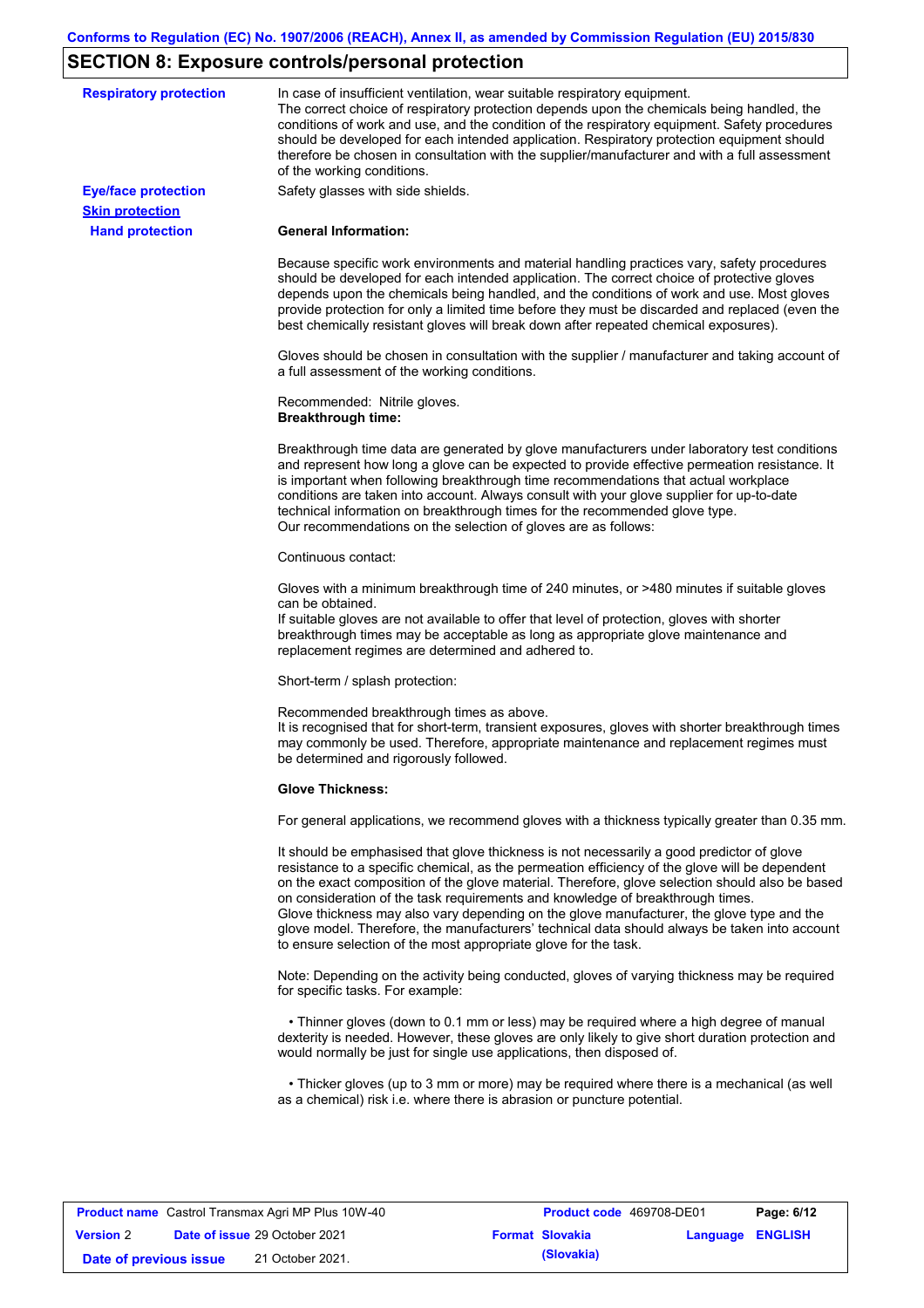## SECTION 8: Exposure controls/personal protection

**Respiratory protection**

In case of insufficient ventilation, wear suitable respiratory equipment.
The correct choice of respiratory protection depends upon the chemicals being handled, the conditions of work and use, and the condition of the respiratory equipment. Safety procedures should be developed for each intended application. Respiratory protection equipment should therefore be chosen in consultation with the supplier/manufacturer and with a full assessment of the working conditions.

**Eye/face protection**

Safety glasses with side shields.

**Skin protection**

**Hand protection**

**General Information:**

Because specific work environments and material handling practices vary, safety procedures should be developed for each intended application. The correct choice of protective gloves depends upon the chemicals being handled, and the conditions of work and use. Most gloves provide protection for only a limited time before they must be discarded and replaced (even the best chemically resistant gloves will break down after repeated chemical exposures).

Gloves should be chosen in consultation with the supplier / manufacturer and taking account of a full assessment of the working conditions.

Recommended: Nitrile gloves.
**Breakthrough time:**

Breakthrough time data are generated by glove manufacturers under laboratory test conditions and represent how long a glove can be expected to provide effective permeation resistance. It is important when following breakthrough time recommendations that actual workplace conditions are taken into account. Always consult with your glove supplier for up-to-date technical information on breakthrough times for the recommended glove type.
Our recommendations on the selection of gloves are as follows:

Continuous contact:

Gloves with a minimum breakthrough time of 240 minutes, or >480 minutes if suitable gloves can be obtained.
If suitable gloves are not available to offer that level of protection, gloves with shorter breakthrough times may be acceptable as long as appropriate glove maintenance and replacement regimes are determined and adhered to.

Short-term / splash protection:

Recommended breakthrough times as above.
It is recognised that for short-term, transient exposures, gloves with shorter breakthrough times may commonly be used. Therefore, appropriate maintenance and replacement regimes must be determined and rigorously followed.

**Glove Thickness:**

For general applications, we recommend gloves with a thickness typically greater than 0.35 mm.

It should be emphasised that glove thickness is not necessarily a good predictor of glove resistance to a specific chemical, as the permeation efficiency of the glove will be dependent on the exact composition of the glove material. Therefore, glove selection should also be based on consideration of the task requirements and knowledge of breakthrough times.
Glove thickness may also vary depending on the glove manufacturer, the glove type and the glove model. Therefore, the manufacturers' technical data should always be taken into account to ensure selection of the most appropriate glove for the task.

Note: Depending on the activity being conducted, gloves of varying thickness may be required for specific tasks. For example:

• Thinner gloves (down to 0.1 mm or less) may be required where a high degree of manual dexterity is needed. However, these gloves are only likely to give short duration protection and would normally be just for single use applications, then disposed of.

• Thicker gloves (up to 3 mm or more) may be required where there is a mechanical (as well as a chemical) risk i.e. where there is abrasion or puncture potential.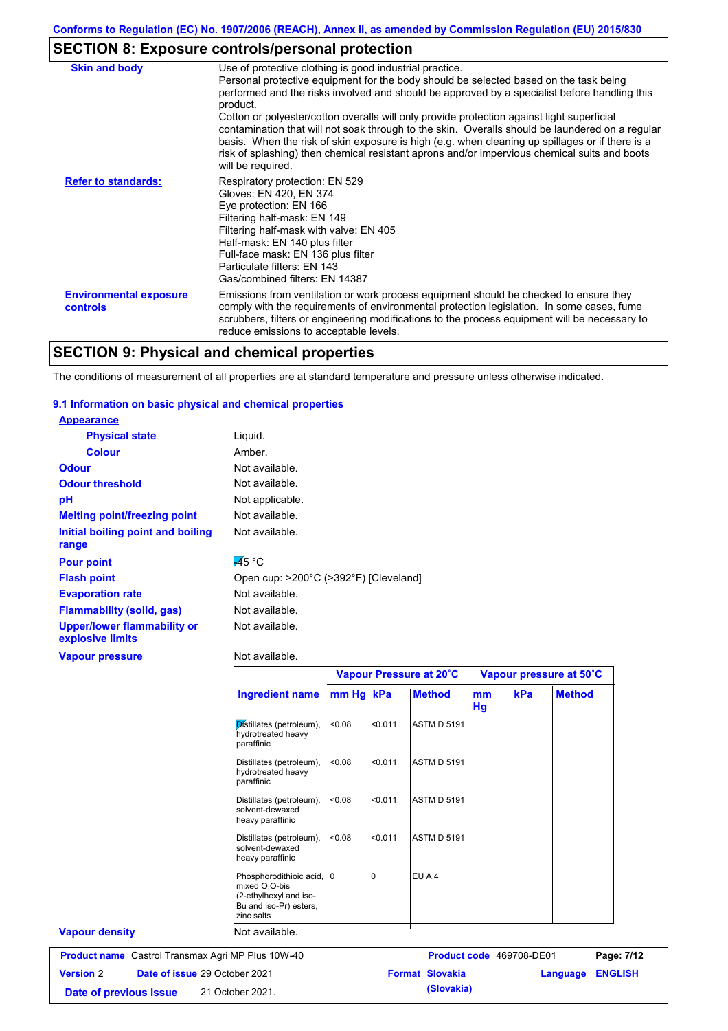## SECTION 8: Exposure controls/personal protection

| | |
|---|---|
| **Skin and body** | Use of protective clothing is good industrial practice.<br>Personal protective equipment for the body should be selected based on the task being performed and the risks involved and should be approved by a specialist before handling this product.<br>Cotton or polyester/cotton overalls will only provide protection against light superficial contamination that will not soak through to the skin. Overalls should be laundered on a regular basis. When the risk of skin exposure is high (e.g. when cleaning up spillages or if there is a risk of splashing) then chemical resistant aprons and/or impervious chemical suits and boots will be required. |
| **Refer to standards:** | Respiratory protection: EN 529<br>Gloves: EN 420, EN 374<br>Eye protection: EN 166<br>Filtering half-mask: EN 149<br>Filtering half-mask with valve: EN 405<br>Half-mask: EN 140 plus filter<br>Full-face mask: EN 136 plus filter<br>Particulate filters: EN 143<br>Gas/combined filters: EN 14387 |
| **Environmental exposure controls** | Emissions from ventilation or work process equipment should be checked to ensure they comply with the requirements of environmental protection legislation. In some cases, fume scrubbers, filters or engineering modifications to the process equipment will be necessary to reduce emissions to acceptable levels. |

## SECTION 9: Physical and chemical properties

The conditions of measurement of all properties are at standard temperature and pressure unless otherwise indicated.

### 9.1 Information on basic physical and chemical properties

**Appearance**

| | |
|---|---|
| **Physical state** | Liquid. |
| **Colour** | Amber. |
| **Odour** | Not available. |
| **Odour threshold** | Not available. |
| **pH** | Not applicable. |
| **Melting point/freezing point** | Not available. |
| **Initial boiling point and boiling range** | Not available. |
| **Pour point** | -45 °C |
| **Flash point** | Open cup: >200°C (>392°F) [Cleveland] |
| **Evaporation rate** | Not available. |
| **Flammability (solid, gas)** | Not available. |
| **Upper/lower flammability or explosive limits** | Not available. |
| **Vapour pressure** | Not available. |

| | Vapour Pressure at 20˚C | | | Vapour pressure at 50˚C | | |
|---|---|---|---|---|---|---|
| **Ingredient name** | **mm Hg** | **kPa** | **Method** | **mm Hg** | **kPa** | **Method** |
| Distillates (petroleum), hydrotreated heavy paraffinic | <0.08 | <0.011 | ASTM D 5191 | | | |
| Distillates (petroleum), hydrotreated heavy paraffinic | <0.08 | <0.011 | ASTM D 5191 | | | |
| Distillates (petroleum), solvent-dewaxed heavy paraffinic | <0.08 | <0.011 | ASTM D 5191 | | | |
| Distillates (petroleum), solvent-dewaxed heavy paraffinic | <0.08 | <0.011 | ASTM D 5191 | | | |
| Phosphorodithioic acid, mixed O,O-bis (2-ethylhexyl and iso-Bu and iso-Pr) esters, zinc salts | 0 | 0 | EU A.4 | | | |

| | |
|---|---|
| **Vapour density** | Not available. |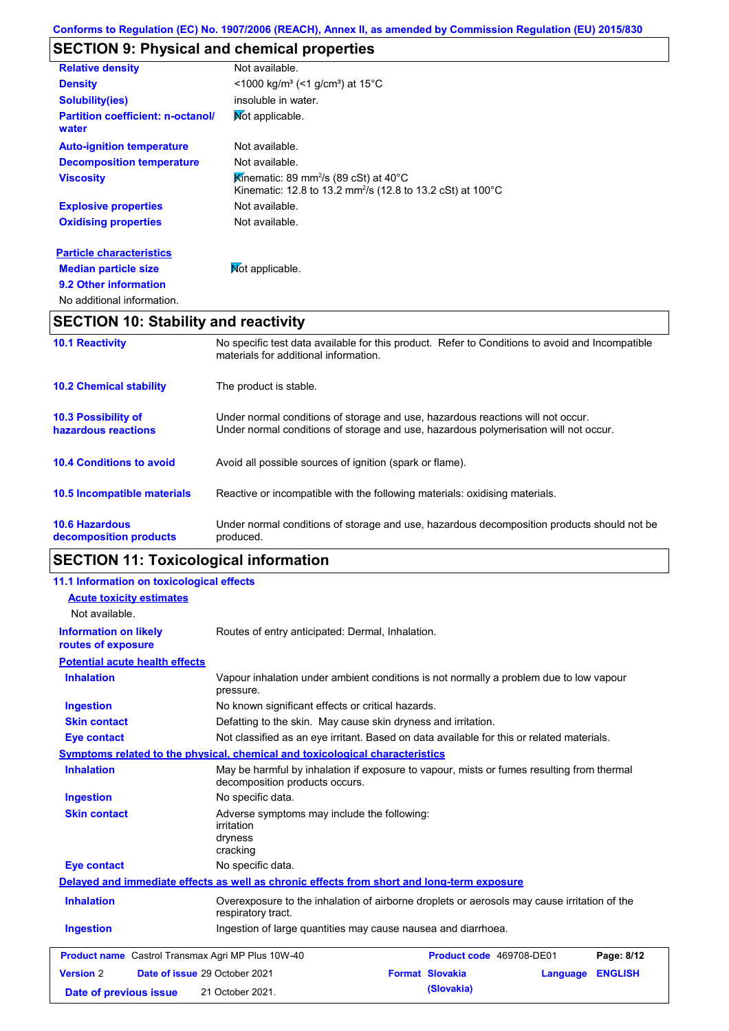Conforms to Regulation (EC) No. 1907/2006 (REACH), Annex II, as amended by Commission Regulation (EU) 2015/830

## SECTION 9: Physical and chemical properties

| | |
|---|---|
| **Relative density** | Not available. |
| **Density** | <1000 kg/m³ (<1 g/cm³) at 15°C |
| **Solubility(ies)** | insoluble in water. |
| **Partition coefficient: n-octanol/ water** | Not applicable. |
| **Auto-ignition temperature** | Not available. |
| **Decomposition temperature** | Not available. |
| **Viscosity** | Kinematic: 89 mm²/s (89 cSt) at 40°C<br>Kinematic: 12.8 to 13.2 mm²/s (12.8 to 13.2 cSt) at 100°C |
| **Explosive properties** | Not available. |
| **Oxidising properties** | Not available. |

**Particle characteristics**

| | |
|---|---|
| **Median particle size** | Not applicable. |

**9.2 Other information**

No additional information.

## SECTION 10: Stability and reactivity

| | |
|---|---|
| **10.1 Reactivity** | No specific test data available for this product. Refer to Conditions to avoid and Incompatible materials for additional information. |
| **10.2 Chemical stability** | The product is stable. |
| **10.3 Possibility of hazardous reactions** | Under normal conditions of storage and use, hazardous reactions will not occur.<br>Under normal conditions of storage and use, hazardous polymerisation will not occur. |
| **10.4 Conditions to avoid** | Avoid all possible sources of ignition (spark or flame). |
| **10.5 Incompatible materials** | Reactive or incompatible with the following materials: oxidising materials. |
| **10.6 Hazardous decomposition products** | Under normal conditions of storage and use, hazardous decomposition products should not be produced. |

## SECTION 11: Toxicological information

**11.1 Information on toxicological effects**

**Acute toxicity estimates**

Not available.

| | |
|---|---|
| **Information on likely routes of exposure** | Routes of entry anticipated: Dermal, Inhalation. |

**Potential acute health effects**

| | |
|---|---|
| **Inhalation** | Vapour inhalation under ambient conditions is not normally a problem due to low vapour pressure. |
| **Ingestion** | No known significant effects or critical hazards. |
| **Skin contact** | Defatting to the skin. May cause skin dryness and irritation. |
| **Eye contact** | Not classified as an eye irritant. Based on data available for this or related materials. |

**Symptoms related to the physical, chemical and toxicological characteristics**

| | |
|---|---|
| **Inhalation** | May be harmful by inhalation if exposure to vapour, mists or fumes resulting from thermal decomposition products occurs. |
| **Ingestion** | No specific data. |
| **Skin contact** | Adverse symptoms may include the following:<br>irritation<br>dryness<br>cracking |
| **Eye contact** | No specific data. |

**Delayed and immediate effects as well as chronic effects from short and long-term exposure**

| | |
|---|---|
| **Inhalation** | Overexposure to the inhalation of airborne droplets or aerosols may cause irritation of the respiratory tract. |
| **Ingestion** | Ingestion of large quantities may cause nausea and diarrhoea. |

| | | | |
|---|---|---|---|
| **Product name** Castrol Transmax Agri MP Plus 10W-40 | | **Product code** 469708-DE01 | |
| **Version** 2 | **Date of issue** 29 October 2021 | **Format** Slovakia (Slovakia) | **Language** ENGLISH |
| **Date of previous issue** | 21 October 2021. | | |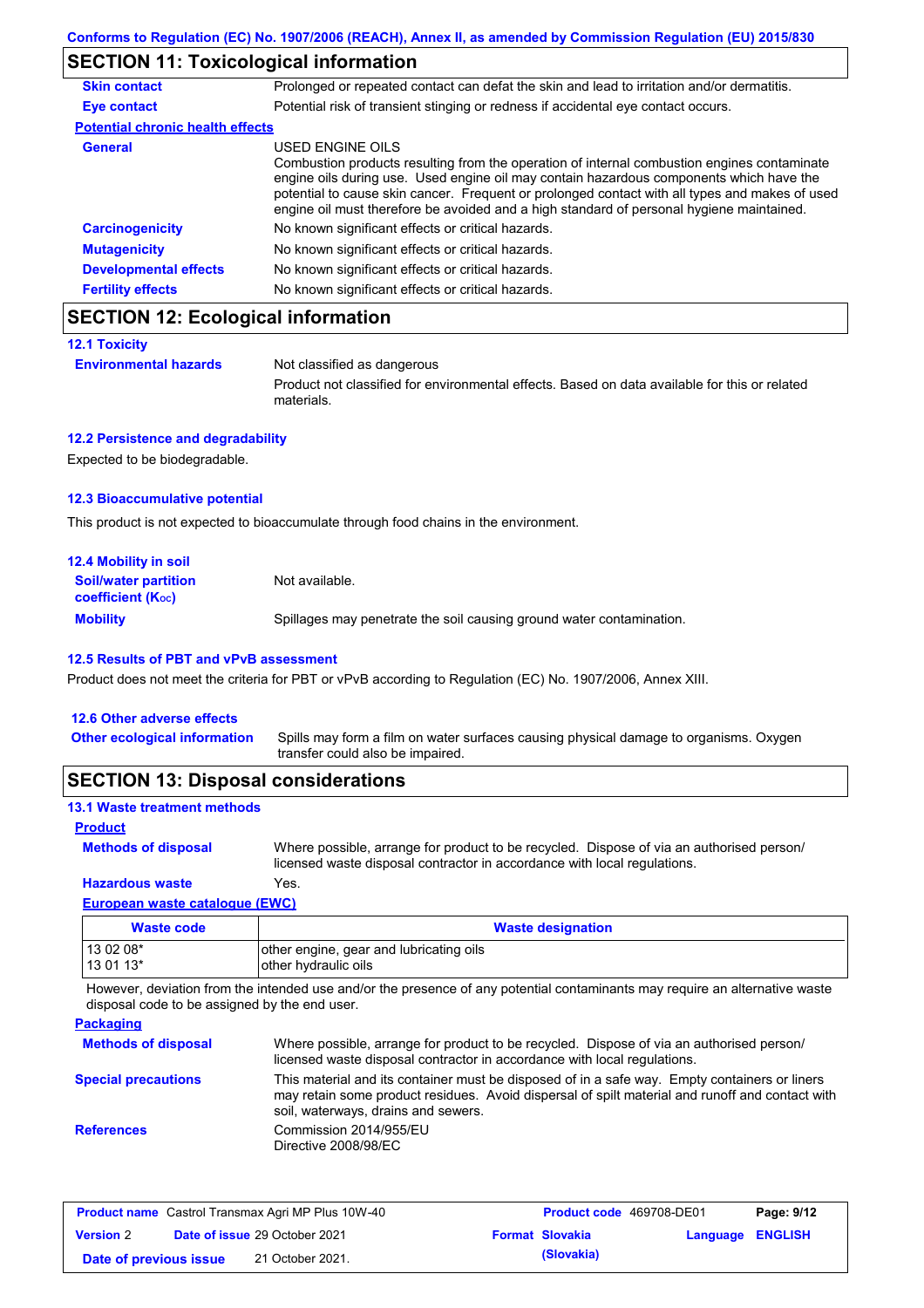Conforms to Regulation (EC) No. 1907/2006 (REACH), Annex II, as amended by Commission Regulation (EU) 2015/830

## SECTION 11: Toxicological information

**Skin contact** Prolonged or repeated contact can defat the skin and lead to irritation and/or dermatitis.

**Eye contact** Potential risk of transient stinging or redness if accidental eye contact occurs.

**Potential chronic health effects**

**General** USED ENGINE OILS
Combustion products resulting from the operation of internal combustion engines contaminate engine oils during use. Used engine oil may contain hazardous components which have the potential to cause skin cancer. Frequent or prolonged contact with all types and makes of used engine oil must therefore be avoided and a high standard of personal hygiene maintained.

**Carcinogenicity** No known significant effects or critical hazards.

**Mutagenicity** No known significant effects or critical hazards.

**Developmental effects** No known significant effects or critical hazards.

**Fertility effects** No known significant effects or critical hazards.

## SECTION 12: Ecological information

### 12.1 Toxicity

**Environmental hazards** Not classified as dangerous

Product not classified for environmental effects. Based on data available for this or related materials.

### 12.2 Persistence and degradability

Expected to be biodegradable.

### 12.3 Bioaccumulative potential

This product is not expected to bioaccumulate through food chains in the environment.

### 12.4 Mobility in soil

**Soil/water partition coefficient ($K_{OC}$)** Not available.

**Mobility** Spillages may penetrate the soil causing ground water contamination.

### 12.5 Results of PBT and vPvB assessment

Product does not meet the criteria for PBT or vPvB according to Regulation (EC) No. 1907/2006, Annex XIII.

### 12.6 Other adverse effects

**Other ecological information** Spills may form a film on water surfaces causing physical damage to organisms. Oxygen transfer could also be impaired.

## SECTION 13: Disposal considerations

### 13.1 Waste treatment methods

**Product**

**Methods of disposal** Where possible, arrange for product to be recycled. Dispose of via an authorised person/ licensed waste disposal contractor in accordance with local regulations.

**Hazardous waste** Yes.

**European waste catalogue (EWC)**

| Waste code | Waste designation |
|---|---|
| 13 02 08* | other engine, gear and lubricating oils |
| 13 01 13* | other hydraulic oils |

However, deviation from the intended use and/or the presence of any potential contaminants may require an alternative waste disposal code to be assigned by the end user.

**Packaging**

**Methods of disposal** Where possible, arrange for product to be recycled. Dispose of via an authorised person/ licensed waste disposal contractor in accordance with local regulations.

**Special precautions** This material and its container must be disposed of in a safe way. Empty containers or liners may retain some product residues. Avoid dispersal of spilt material and runoff and contact with soil, waterways, drains and sewers.

**References** Commission 2014/955/EU
Directive 2008/98/EC

| **Product name** Castrol Transmax Agri MP Plus 10W-40 | **Product code** 469708-DE01 | **Page:** 9/12 |
|---|---|---|
| **Version** 2 **Date of issue** 29 October 2021 | **Format** Slovakia (Slovakia) | **Language** ENGLISH |
| **Date of previous issue** 21 October 2021. | | |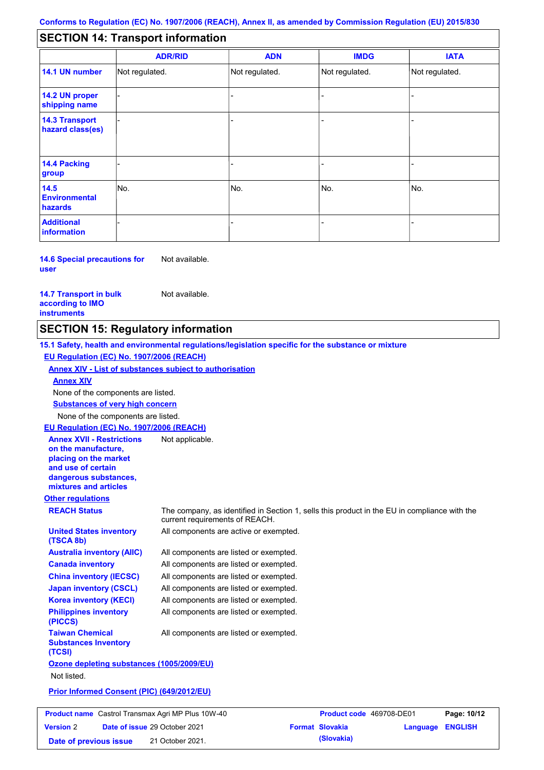Conforms to Regulation (EC) No. 1907/2006 (REACH), Annex II, as amended by Commission Regulation (EU) 2015/830

## SECTION 14: Transport information

| | ADR/RID | ADN | IMDG | IATA |
|---|---|---|---|---|
| **14.1 UN number** | Not regulated. | Not regulated. | Not regulated. | Not regulated. |
| **14.2 UN proper shipping name** | - | - | - | - |
| **14.3 Transport hazard class(es)** | - | - | - | - |
| **14.4 Packing group** | - | - | - | - |
| **14.5 Environmental hazards** | No. | No. | No. | No. |
| **Additional information** | - | - | - | - |

**14.6 Special precautions for user** Not available.

**14.7 Transport in bulk according to IMO instruments** Not available.

## SECTION 15: Regulatory information

**15.1 Safety, health and environmental regulations/legislation specific for the substance or mixture**

**EU Regulation (EC) No. 1907/2006 (REACH)**

**Annex XIV - List of substances subject to authorisation**

**Annex XIV**

None of the components are listed.

**Substances of very high concern**

None of the components are listed.

**EU Regulation (EC) No. 1907/2006 (REACH)**

**Annex XVII - Restrictions on the manufacture, placing on the market and use of certain dangerous substances, mixtures and articles** Not applicable.

**Other regulations**

**REACH Status** The company, as identified in Section 1, sells this product in the EU in compliance with the current requirements of REACH.

**United States inventory (TSCA 8b)** All components are active or exempted.

**Australia inventory (AIIC)** All components are listed or exempted.

**Canada inventory** All components are listed or exempted.

**China inventory (IECSC)** All components are listed or exempted.

**Japan inventory (CSCL)** All components are listed or exempted.

**Korea inventory (KECI)** All components are listed or exempted.

**Philippines inventory (PICCS)** All components are listed or exempted.

**Taiwan Chemical Substances Inventory (TCSI)** All components are listed or exempted.

**Ozone depleting substances (1005/2009/EU)**

Not listed.

**Prior Informed Consent (PIC) (649/2012/EU)**

| **Product name** Castrol Transmax Agri MP Plus 10W-40 | **Product code** 469708-DE01 | |
|---|---|---|
| **Version** 2 **Date of issue** 29 October 2021 | **Format** Slovakia (Slovakia) | **Language** ENGLISH |
| **Date of previous issue** 21 October 2021. | | |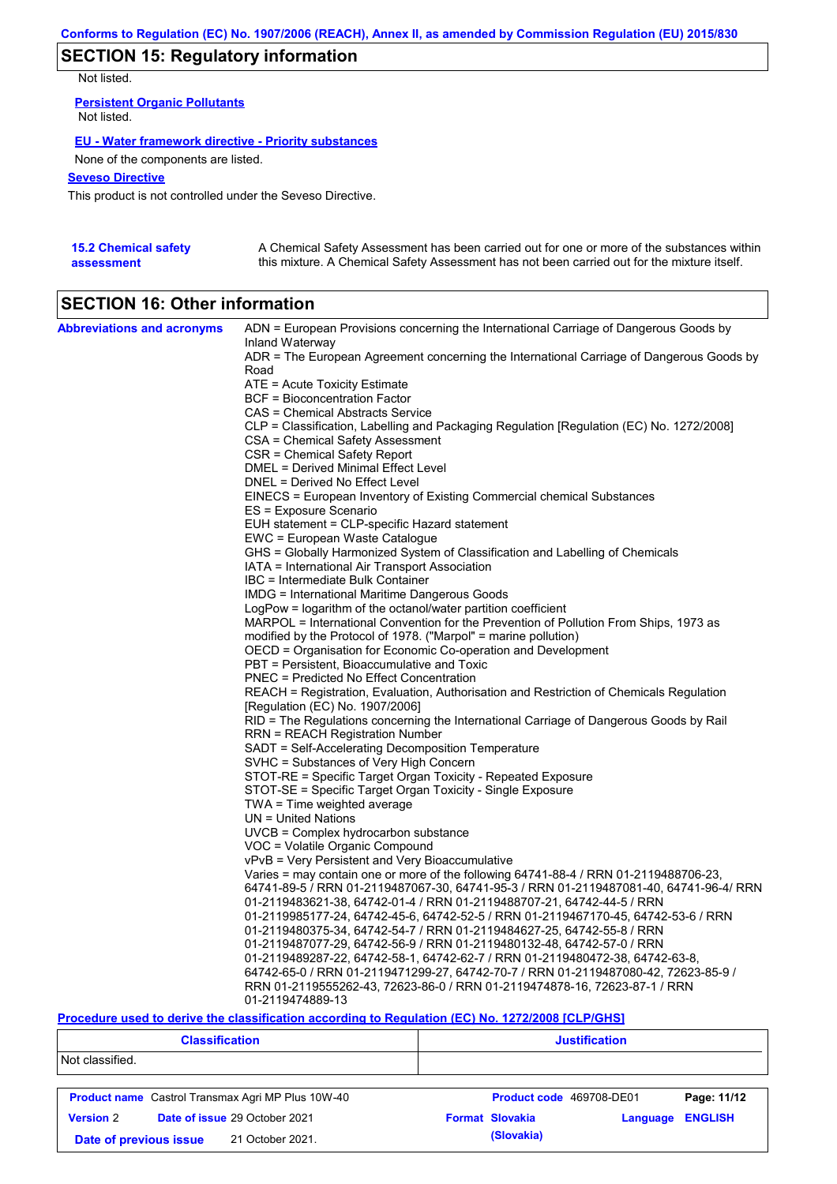## SECTION 15: Regulatory information

Not listed.

**Persistent Organic Pollutants**

Not listed.

**EU - Water framework directive - Priority substances**

None of the components are listed.

**Seveso Directive**

This product is not controlled under the Seveso Directive.

**15.2 Chemical safety assessment**

A Chemical Safety Assessment has been carried out for one or more of the substances within this mixture. A Chemical Safety Assessment has not been carried out for the mixture itself.

## SECTION 16: Other information

**Abbreviations and acronyms**

ADN = European Provisions concerning the International Carriage of Dangerous Goods by Inland Waterway
ADR = The European Agreement concerning the International Carriage of Dangerous Goods by Road
ATE = Acute Toxicity Estimate
BCF = Bioconcentration Factor
CAS = Chemical Abstracts Service
CLP = Classification, Labelling and Packaging Regulation [Regulation (EC) No. 1272/2008]
CSA = Chemical Safety Assessment
CSR = Chemical Safety Report
DMEL = Derived Minimal Effect Level
DNEL = Derived No Effect Level
EINECS = European Inventory of Existing Commercial chemical Substances
ES = Exposure Scenario
EUH statement = CLP-specific Hazard statement
EWC = European Waste Catalogue
GHS = Globally Harmonized System of Classification and Labelling of Chemicals
IATA = International Air Transport Association
IBC = Intermediate Bulk Container
IMDG = International Maritime Dangerous Goods
LogPow = logarithm of the octanol/water partition coefficient
MARPOL = International Convention for the Prevention of Pollution From Ships, 1973 as modified by the Protocol of 1978. ("Marpol" = marine pollution)
OECD = Organisation for Economic Co-operation and Development
PBT = Persistent, Bioaccumulative and Toxic
PNEC = Predicted No Effect Concentration
REACH = Registration, Evaluation, Authorisation and Restriction of Chemicals Regulation [Regulation (EC) No. 1907/2006]
RID = The Regulations concerning the International Carriage of Dangerous Goods by Rail
RRN = REACH Registration Number
SADT = Self-Accelerating Decomposition Temperature
SVHC = Substances of Very High Concern
STOT-RE = Specific Target Organ Toxicity - Repeated Exposure
STOT-SE = Specific Target Organ Toxicity - Single Exposure
TWA = Time weighted average
UN = United Nations
UVCB = Complex hydrocarbon substance
VOC = Volatile Organic Compound
vPvB = Very Persistent and Very Bioaccumulative
Varies = may contain one or more of the following 64741-88-4 / RRN 01-2119488706-23, 64741-89-5 / RRN 01-2119487067-30, 64741-95-3 / RRN 01-2119487081-40, 64741-96-4/ RRN 01-2119483621-38, 64742-01-4 / RRN 01-2119488707-21, 64742-44-5 / RRN 01-2119985177-24, 64742-45-6, 64742-52-5 / RRN 01-2119467170-45, 64742-53-6 / RRN 01-2119480375-34, 64742-54-7 / RRN 01-2119484627-25, 64742-55-8 / RRN 01-2119487077-29, 64742-56-9 / RRN 01-2119480132-48, 64742-57-0 / RRN 01-2119489287-22, 64742-58-1, 64742-62-7 / RRN 01-2119480472-38, 64742-63-8, 64742-65-0 / RRN 01-2119471299-27, 64742-70-7 / RRN 01-2119487080-42, 72623-85-9 / RRN 01-2119555262-43, 72623-86-0 / RRN 01-2119474878-16, 72623-87-1 / RRN 01-2119474889-13

**Procedure used to derive the classification according to Regulation (EC) No. 1272/2008 [CLP/GHS]**

| Classification | Justification |
|---|---|
| Not classified. | |

| Product name Castrol Transmax Agri MP Plus 10W-40 | Product code 469708-DE01 | Page: 11/12 |
|---|---|---|
| Version 2 Date of issue 29 October 2021 | Format Slovakia (Slovakia) | Language ENGLISH |
| Date of previous issue 21 October 2021. | | |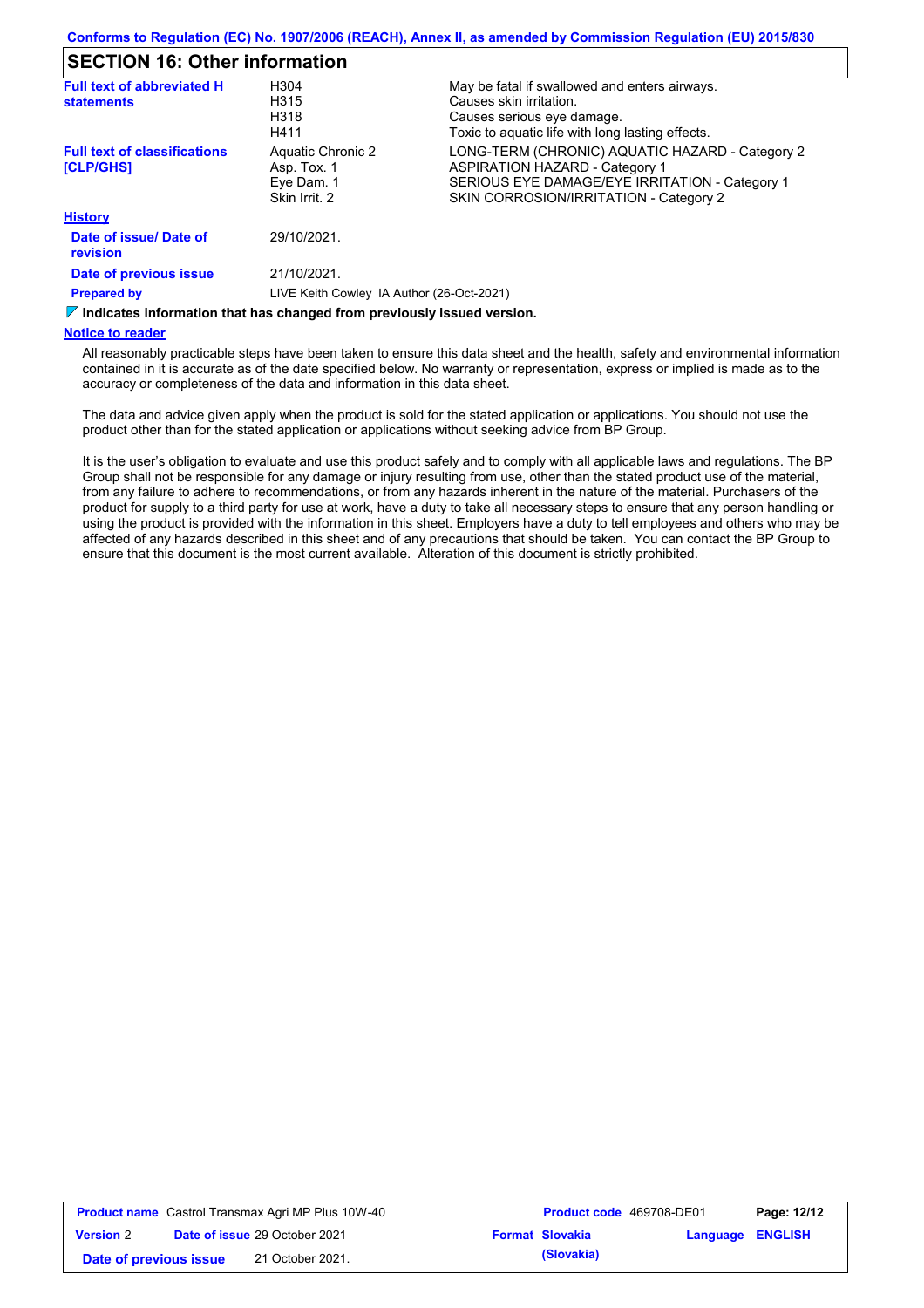Conforms to Regulation (EC) No. 1907/2006 (REACH), Annex II, as amended by Commission Regulation (EU) 2015/830

## SECTION 16: Other information

| | | |
|---|---|---|
| **Full text of abbreviated H statements** | H304 | May be fatal if swallowed and enters airways. |
| | H315 | Causes skin irritation. |
| | H318 | Causes serious eye damage. |
| | H411 | Toxic to aquatic life with long lasting effects. |
| **Full text of classifications [CLP/GHS]** | Aquatic Chronic 2 | LONG-TERM (CHRONIC) AQUATIC HAZARD - Category 2 |
| | Asp. Tox. 1 | ASPIRATION HAZARD - Category 1 |
| | Eye Dam. 1 | SERIOUS EYE DAMAGE/EYE IRRITATION - Category 1 |
| | Skin Irrit. 2 | SKIN CORROSION/IRRITATION - Category 2 |

**History**

| | |
|---|---|
| **Date of issue/ Date of revision** | 29/10/2021. |
| **Date of previous issue** | 21/10/2021. |
| **Prepared by** | LIVE Keith Cowley IA Author (26-Oct-2021) |

**Indicates information that has changed from previously issued version.**

**Notice to reader**

All reasonably practicable steps have been taken to ensure this data sheet and the health, safety and environmental information contained in it is accurate as of the date specified below. No warranty or representation, express or implied is made as to the accuracy or completeness of the data and information in this data sheet.

The data and advice given apply when the product is sold for the stated application or applications. You should not use the product other than for the stated application or applications without seeking advice from BP Group.

It is the user's obligation to evaluate and use this product safely and to comply with all applicable laws and regulations. The BP Group shall not be responsible for any damage or injury resulting from use, other than the stated product use of the material, from any failure to adhere to recommendations, or from any hazards inherent in the nature of the material. Purchasers of the product for supply to a third party for use at work, have a duty to take all necessary steps to ensure that any person handling or using the product is provided with the information in this sheet. Employers have a duty to tell employees and others who may be affected of any hazards described in this sheet and of any precautions that should be taken. You can contact the BP Group to ensure that this document is the most current available. Alteration of this document is strictly prohibited.